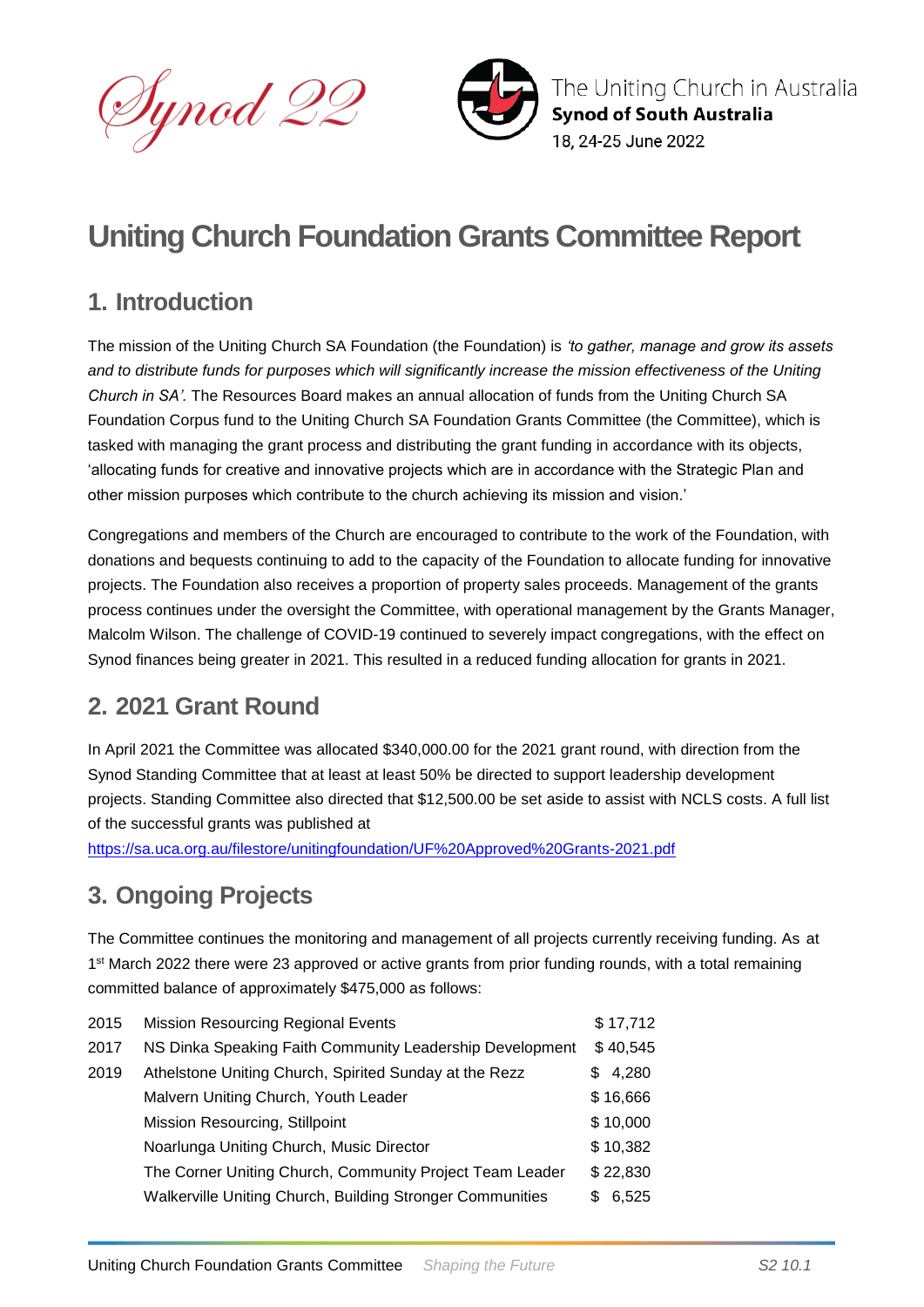Synod 22

The Uniting Church in Australia
**Synod of South Australia**
18, 24-25 June 2022

# Uniting Church Foundation Grants Committee Report

## 1. Introduction

The mission of the Uniting Church SA Foundation (the Foundation) is *'to gather, manage and grow its assets and to distribute funds for purposes which will significantly increase the mission effectiveness of the Uniting Church in SA'.* The Resources Board makes an annual allocation of funds from the Uniting Church SA Foundation Corpus fund to the Uniting Church SA Foundation Grants Committee (the Committee), which is tasked with managing the grant process and distributing the grant funding in accordance with its objects, 'allocating funds for creative and innovative projects which are in accordance with the Strategic Plan and other mission purposes which contribute to the church achieving its mission and vision.'

Congregations and members of the Church are encouraged to contribute to the work of the Foundation, with donations and bequests continuing to add to the capacity of the Foundation to allocate funding for innovative projects. The Foundation also receives a proportion of property sales proceeds. Management of the grants process continues under the oversight the Committee, with operational management by the Grants Manager, Malcolm Wilson. The challenge of COVID-19 continued to severely impact congregations, with the effect on Synod finances being greater in 2021. This resulted in a reduced funding allocation for grants in 2021.

## 2. 2021 Grant Round

In April 2021 the Committee was allocated $340,000.00 for the 2021 grant round, with direction from the Synod Standing Committee that at least at least 50% be directed to support leadership development projects. Standing Committee also directed that $12,500.00 be set aside to assist with NCLS costs. A full list of the successful grants was published at
https://sa.uca.org.au/filestore/unitingfoundation/UF%20Approved%20Grants-2021.pdf

## 3. Ongoing Projects

The Committee continues the monitoring and management of all projects currently receiving funding. As at 1st March 2022 there were 23 approved or active grants from prior funding rounds, with a total remaining committed balance of approximately $475,000 as follows:

| Year | Project | Amount |
|---|---|---|
| 2015 | Mission Resourcing Regional Events | $ 17,712 |
| 2017 | NS Dinka Speaking Faith Community Leadership Development | $ 40,545 |
| 2019 | Athelstone Uniting Church, Spirited Sunday at the Rezz | $ 4,280 |
| | Malvern Uniting Church, Youth Leader | $ 16,666 |
| | Mission Resourcing, Stillpoint | $ 10,000 |
| | Noarlunga Uniting Church, Music Director | $ 10,382 |
| | The Corner Uniting Church, Community Project Team Leader | $ 22,830 |
| | Walkerville Uniting Church, Building Stronger Communities | $ 6,525 |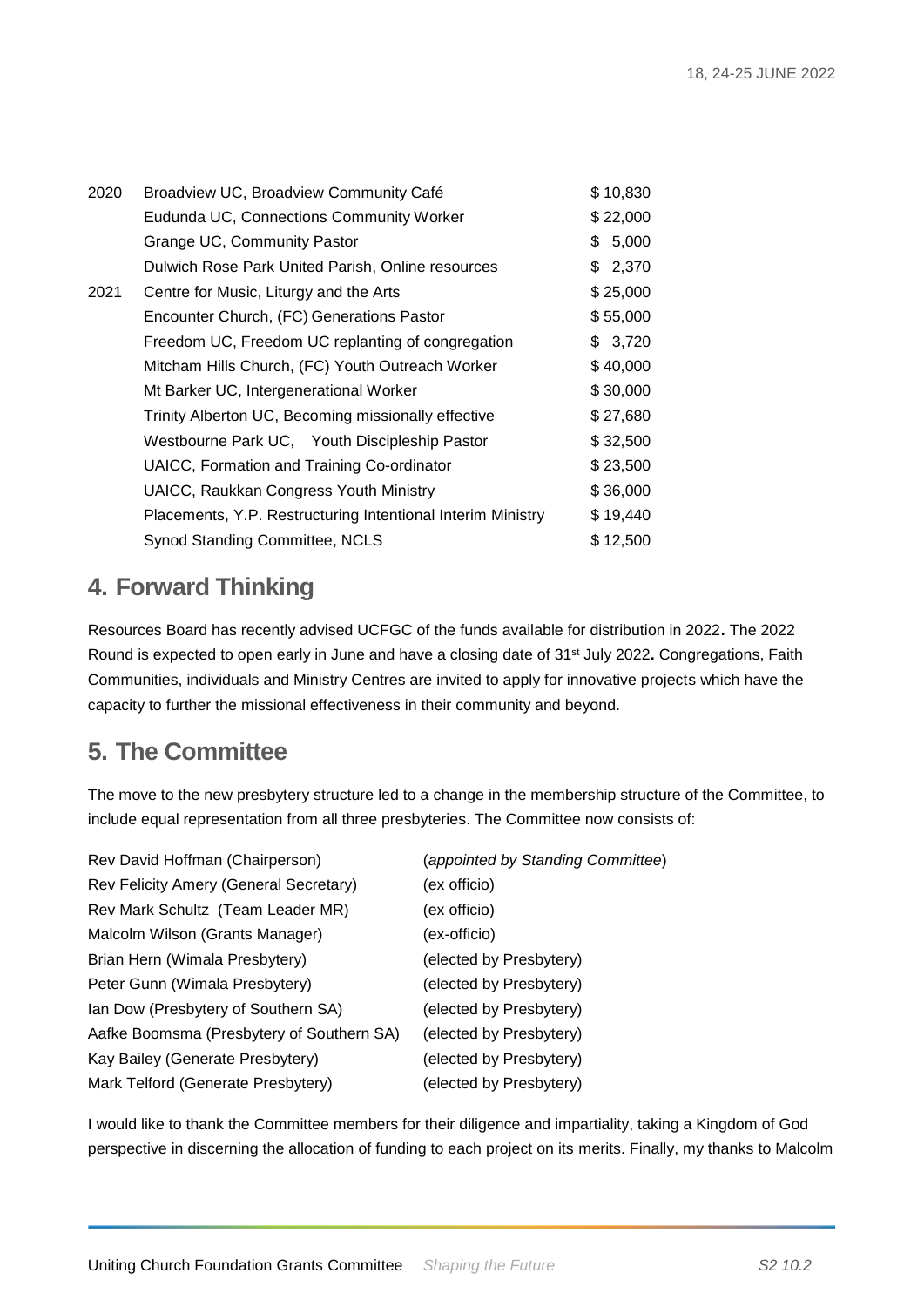| | | |
|---|---|---|
| 2020 | Broadview UC, Broadview Community Café | $ 10,830 |
| | Eudunda UC, Connections Community Worker | $ 22,000 |
| | Grange UC, Community Pastor | $ 5,000 |
| | Dulwich Rose Park United Parish, Online resources | $ 2,370 |
| 2021 | Centre for Music, Liturgy and the Arts | $ 25,000 |
| | Encounter Church, (FC) Generations Pastor | $ 55,000 |
| | Freedom UC, Freedom UC replanting of congregation | $ 3,720 |
| | Mitcham Hills Church, (FC) Youth Outreach Worker | $ 40,000 |
| | Mt Barker UC, Intergenerational Worker | $ 30,000 |
| | Trinity Alberton UC, Becoming missionally effective | $ 27,680 |
| | Westbourne Park UC, Youth Discipleship Pastor | $ 32,500 |
| | UAICC, Formation and Training Co-ordinator | $ 23,500 |
| | UAICC, Raukkan Congress Youth Ministry | $ 36,000 |
| | Placements, Y.P. Restructuring Intentional Interim Ministry | $ 19,440 |
| | Synod Standing Committee, NCLS | $ 12,500 |

## 4. Forward Thinking

Resources Board has recently advised UCFGC of the funds available for distribution in 2022**.** The 2022 Round is expected to open early in June and have a closing date of 31st July 2022**.** Congregations, Faith Communities, individuals and Ministry Centres are invited to apply for innovative projects which have the capacity to further the missional effectiveness in their community and beyond.

## 5. The Committee

The move to the new presbytery structure led to a change in the membership structure of the Committee, to include equal representation from all three presbyteries. The Committee now consists of:

| | |
|---|---|
| Rev David Hoffman (Chairperson) | (*appointed by Standing Committee*) |
| Rev Felicity Amery (General Secretary) | (ex officio) |
| Rev Mark Schultz (Team Leader MR) | (ex officio) |
| Malcolm Wilson (Grants Manager) | (ex-officio) |
| Brian Hern (Wimala Presbytery) | (elected by Presbytery) |
| Peter Gunn (Wimala Presbytery) | (elected by Presbytery) |
| Ian Dow (Presbytery of Southern SA) | (elected by Presbytery) |
| Aafke Boomsma (Presbytery of Southern SA) | (elected by Presbytery) |
| Kay Bailey (Generate Presbytery) | (elected by Presbytery) |
| Mark Telford (Generate Presbytery) | (elected by Presbytery) |

I would like to thank the Committee members for their diligence and impartiality, taking a Kingdom of God perspective in discerning the allocation of funding to each project on its merits. Finally, my thanks to Malcolm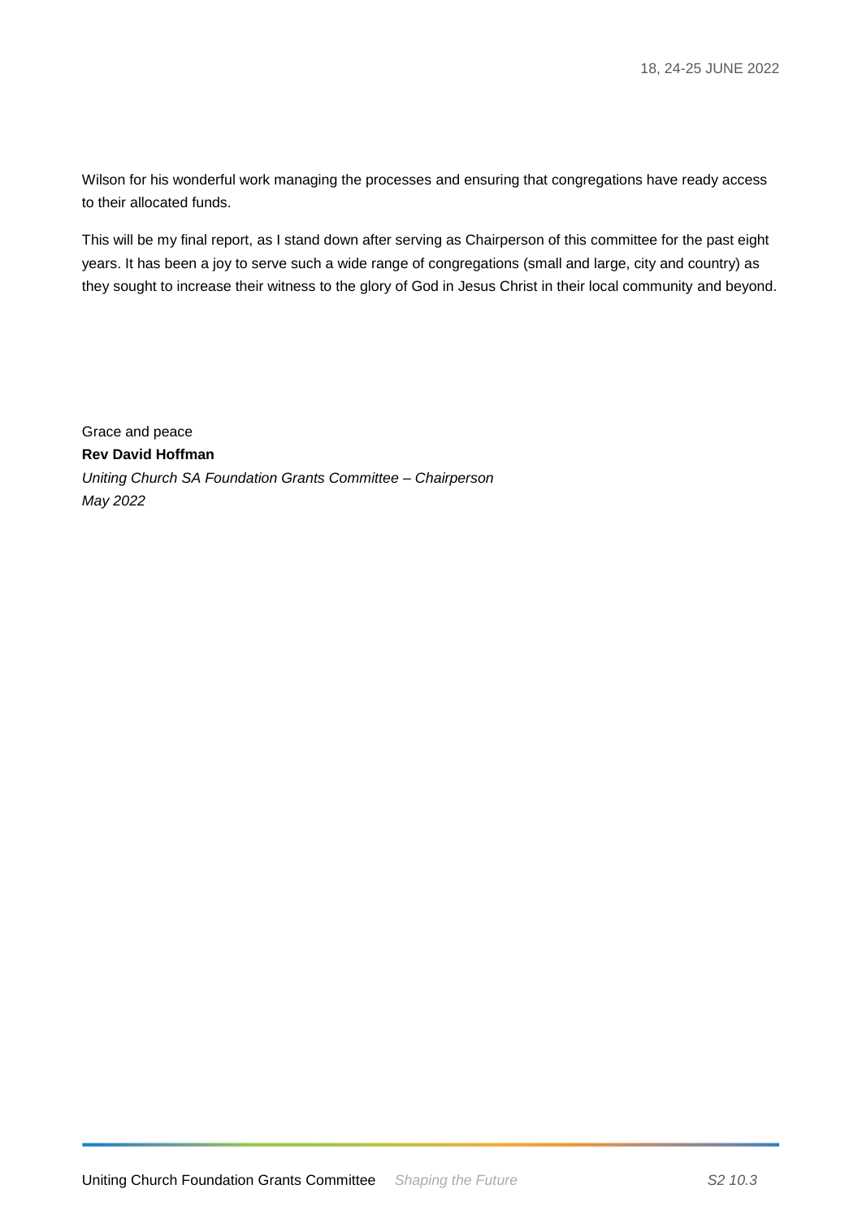Wilson for his wonderful work managing the processes and ensuring that congregations have ready access to their allocated funds.

This will be my final report, as I stand down after serving as Chairperson of this committee for the past eight years. It has been a joy to serve such a wide range of congregations (small and large, city and country) as they sought to increase their witness to the glory of God in Jesus Christ in their local community and beyond.

Grace and peace
**Rev David Hoffman**
*Uniting Church SA Foundation Grants Committee – Chairperson*
*May 2022*